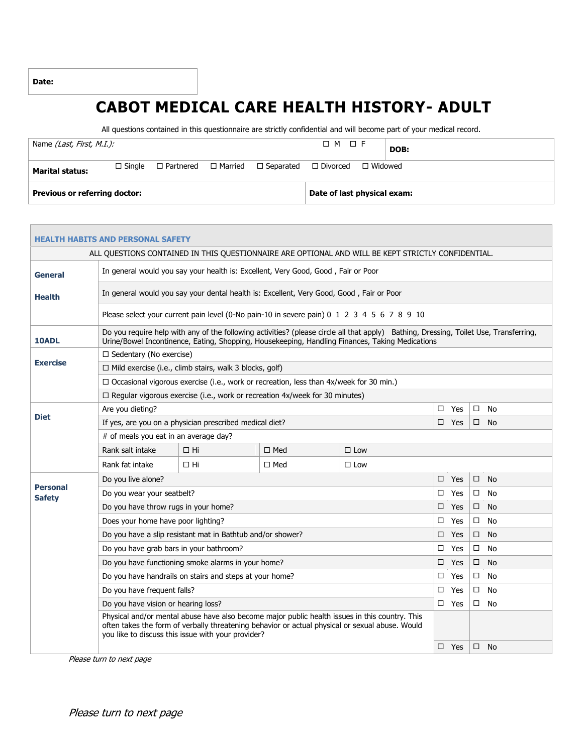| Date: |
|---|

# CABOT MEDICAL CARE HEALTH HISTORY- ADULT

All questions contained in this questionnaire are strictly confidential and will become part of your medical record.

| Name *(Last, First, M.I.)*: | ☐ M ☐ F | **DOB:** |
|---|---|---|
| **Marital status:** | ☐ Single ☐ Partnered ☐ Married ☐ Separated ☐ Divorced ☐ Widowed | |
| **Previous or referring doctor:** | **Date of last physical exam:** | |

## HEALTH HABITS AND PERSONAL SAFETY

ALL QUESTIONS CONTAINED IN THIS QUESTIONNAIRE ARE OPTIONAL AND WILL BE KEPT STRICTLY CONFIDENTIAL.

| | | | | | |
|---|---|---|---|---|---|
| **General Health** | In general would you say your health is: Excellent, Very Good, Good , Fair or Poor | | | | |
| | In general would you say your dental health is: Excellent, Very Good, Good , Fair or Poor | | | | |
| | Please select your current pain level (0-No pain-10 in severe pain) 0 1 2 3 4 5 6 7 8 9 10 | | | | |
| **10ADL** | Do you require help with any of the following activities? (please circle all that apply) Bathing, Dressing, Toilet Use, Transferring, Urine/Bowel Incontinence, Eating, Shopping, Housekeeping, Handling Finances, Taking Medications | | | | |
| **Exercise** | ☐ Sedentary (No exercise) | | | | |
| | ☐ Mild exercise (i.e., climb stairs, walk 3 blocks, golf) | | | | |
| | ☐ Occasional vigorous exercise (i.e., work or recreation, less than 4x/week for 30 min.) | | | | |
| | ☐ Regular vigorous exercise (i.e., work or recreation 4x/week for 30 minutes) | | | | |
| **Diet** | Are you dieting? | | | ☐ Yes | ☐ No |
| | If yes, are you on a physician prescribed medical diet? | | | ☐ Yes | ☐ No |
| | # of meals you eat in an average day? | | | | |
| | Rank salt intake | ☐ Hi | ☐ Med | ☐ Low | |
| | Rank fat intake | ☐ Hi | ☐ Med | ☐ Low | |
| **Personal Safety** | Do you live alone? | | | ☐ Yes | ☐ No |
| | Do you wear your seatbelt? | | | ☐ Yes | ☐ No |
| | Do you have throw rugs in your home? | | | ☐ Yes | ☐ No |
| | Does your home have poor lighting? | | | ☐ Yes | ☐ No |
| | Do you have a slip resistant mat in Bathtub and/or shower? | | | ☐ Yes | ☐ No |
| | Do you have grab bars in your bathroom? | | | ☐ Yes | ☐ No |
| | Do you have functioning smoke alarms in your home? | | | ☐ Yes | ☐ No |
| | Do you have handrails on stairs and steps at your home? | | | ☐ Yes | ☐ No |
| | Do you have frequent falls? | | | ☐ Yes | ☐ No |
| | Do you have vision or hearing loss? | | | ☐ Yes | ☐ No |
| | Physical and/or mental abuse have also become major public health issues in this country. This often takes the form of verbally threatening behavior or actual physical or sexual abuse. Would you like to discuss this issue with your provider? | | | ☐ Yes | ☐ No |

*Please turn to next page*

*Please turn to next page*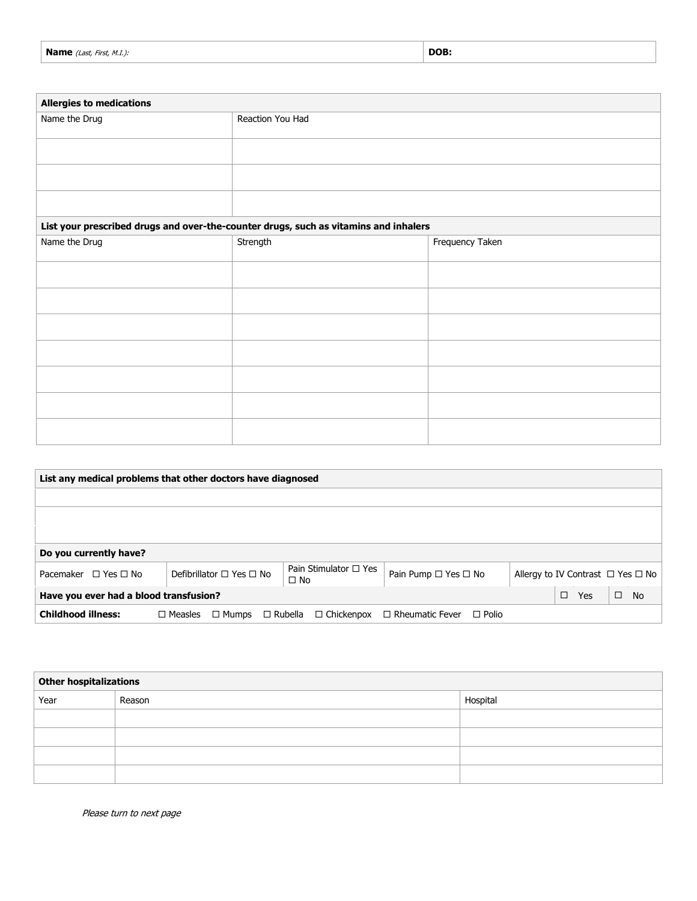| **Name** *(Last, First, M.I.):* | **DOB:** |
|---|---|

| **Allergies to medications** | |
|---|---|
| Name the Drug | Reaction You Had |
| | |
| | |
| | |

| **List your prescribed drugs and over-the-counter drugs, such as vitamins and inhalers** | | |
|---|---|---|
| Name the Drug | Strength | Frequency Taken |
| | | |
| | | |
| | | |
| | | |
| | | |
| | | |
| | | |

| **List any medical problems that other doctors have diagnosed** | | | | |
|---|---|---|---|---|
| | | | | |
| | | | | |
| **Do you currently have?** | | | | |
| Pacemaker ☐ Yes ☐ No | Defibrillator ☐ Yes ☐ No | Pain Stimulator ☐ Yes ☐ No | Pain Pump ☐ Yes ☐ No | Allergy to IV Contrast ☐ Yes ☐ No |
| **Have you ever had a blood transfusion?** ☐ Yes ☐ No | | | | |
| **Childhood illness:** ☐ Measles ☐ Mumps ☐ Rubella ☐ Chickenpox ☐ Rheumatic Fever ☐ Polio | | | | |

| **Other hospitalizations** | | |
|---|---|---|
| Year | Reason | Hospital |
| | | |
| | | |
| | | |
| | | |

*Please turn to next page*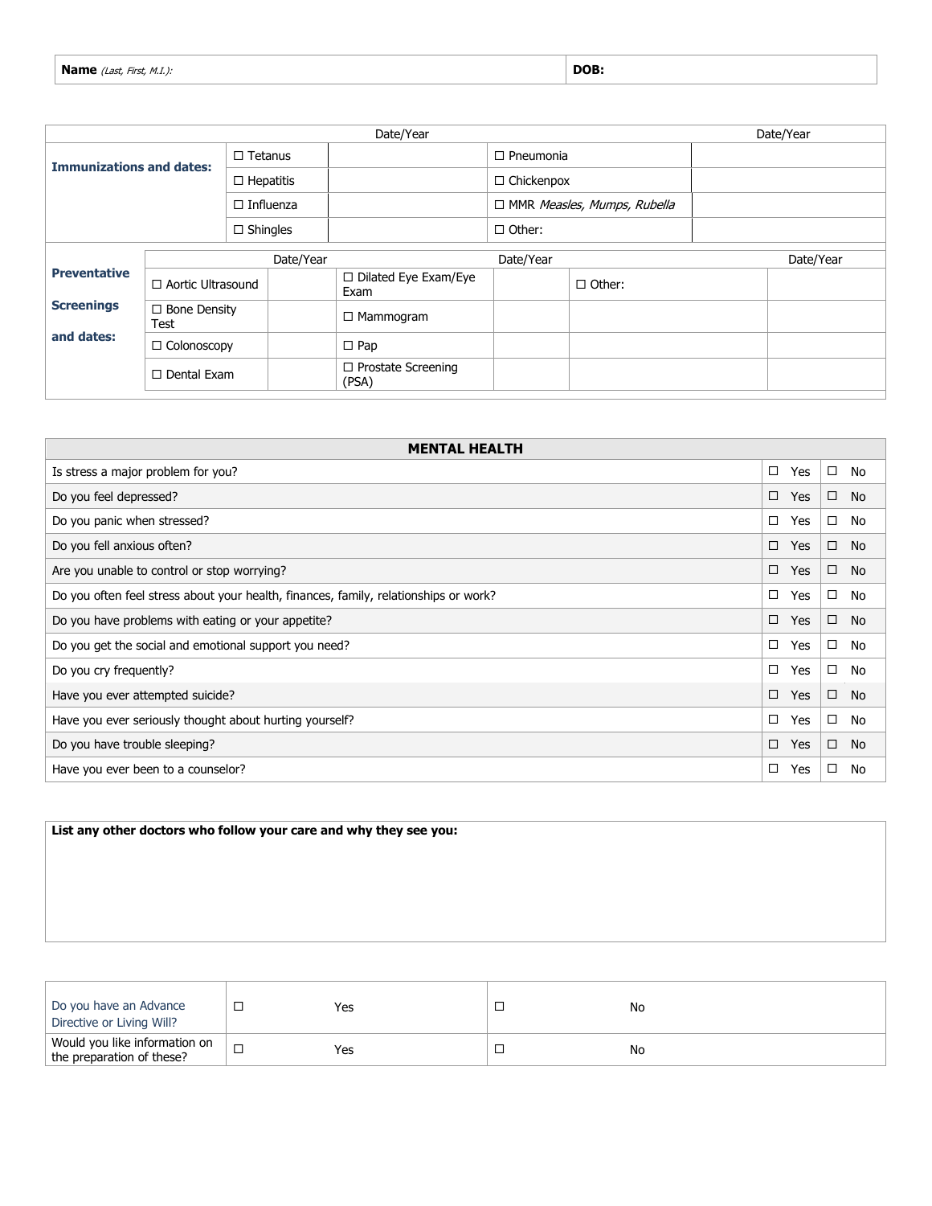| **Name** *(Last, First, M.I.)*: | **DOB:** |
|---|---|

| | | Date/Year | | Date/Year |
|---|---|---|---|---|
| **Immunizations and dates:** | ☐ Tetanus | | ☐ Pneumonia | |
| | ☐ Hepatitis | | ☐ Chickenpox | |
| | ☐ Influenza | | ☐ MMR *Measles, Mumps, Rubella* | |
| | ☐ Shingles | | ☐ Other: | |

| | | Date/Year | | Date/Year | | Date/Year |
|---|---|---|---|---|---|---|
| **Preventative Screenings and dates:** | ☐ Aortic Ultrasound | | ☐ Dilated Eye Exam/Eye Exam | | ☐ Other: | |
| | ☐ Bone Density Test | | ☐ Mammogram | | | |
| | ☐ Colonoscopy | | ☐ Pap | | | |
| | ☐ Dental Exam | | ☐ Prostate Screening (PSA) | | | |

| **MENTAL HEALTH** | | |
|---|---|---|
| Is stress a major problem for you? | ☐ Yes | ☐ No |
| Do you feel depressed? | ☐ Yes | ☐ No |
| Do you panic when stressed? | ☐ Yes | ☐ No |
| Do you fell anxious often? | ☐ Yes | ☐ No |
| Are you unable to control or stop worrying? | ☐ Yes | ☐ No |
| Do you often feel stress about your health, finances, family, relationships or work? | ☐ Yes | ☐ No |
| Do you have problems with eating or your appetite? | ☐ Yes | ☐ No |
| Do you get the social and emotional support you need? | ☐ Yes | ☐ No |
| Do you cry frequently? | ☐ Yes | ☐ No |
| Have you ever attempted suicide? | ☐ Yes | ☐ No |
| Have you ever seriously thought about hurting yourself? | ☐ Yes | ☐ No |
| Do you have trouble sleeping? | ☐ Yes | ☐ No |
| Have you ever been to a counselor? | ☐ Yes | ☐ No |

**List any other doctors who follow your care and why they see you:**

| | | |
|---|---|---|
| Do you have an Advance Directive or Living Will? | ☐ Yes | ☐ No |
| Would you like information on the preparation of these? | ☐ Yes | ☐ No |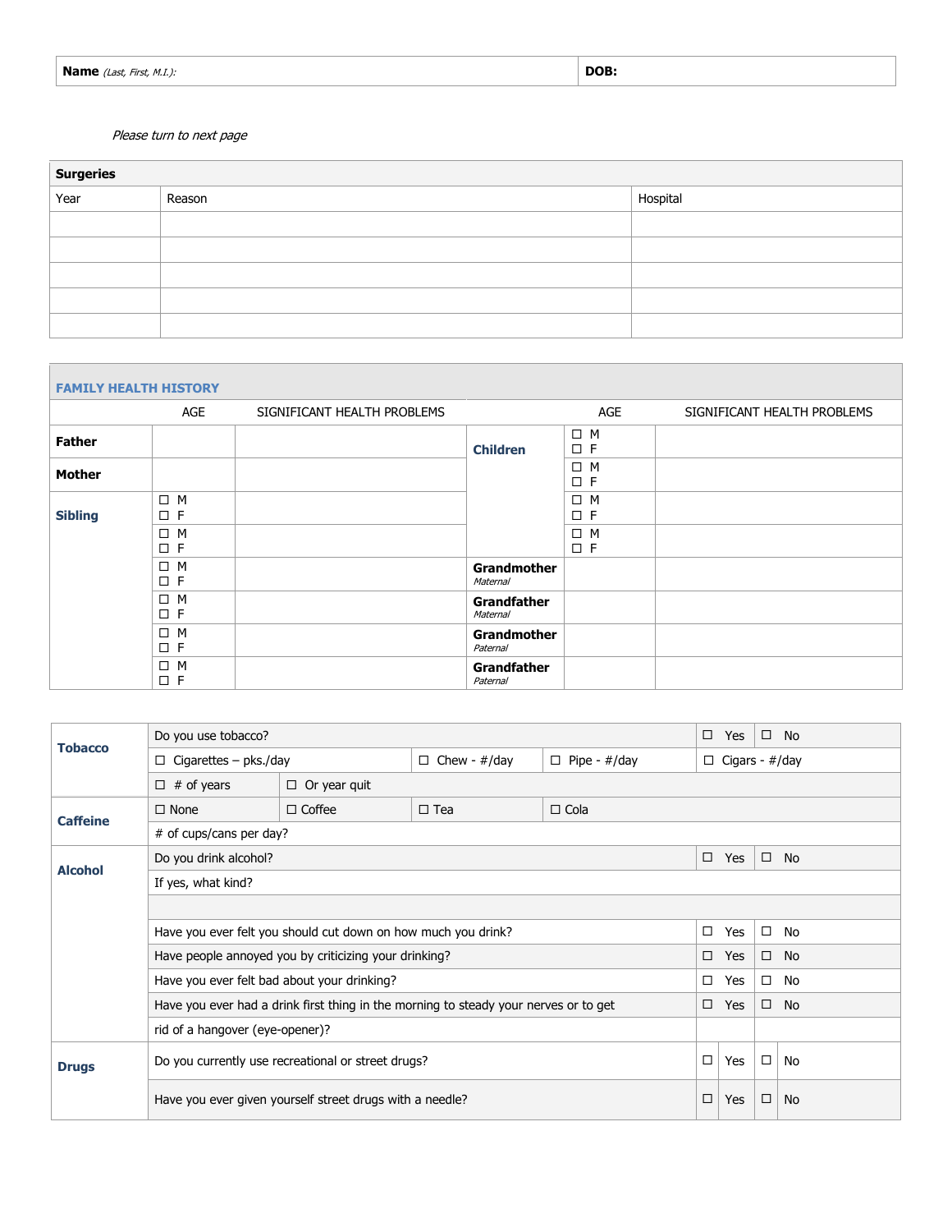| **Name** *(Last, First, M.I.)*: | **DOB:** |
|---|---|

*Please turn to next page*

| **Surgeries** | | |
|---|---|---|
| Year | Reason | Hospital |
| | | |
| | | |
| | | |
| | | |
| | | |

| **FAMILY HEALTH HISTORY** | | | | | |
|---|---|---|---|---|---|
| | AGE | SIGNIFICANT HEALTH PROBLEMS | | AGE | SIGNIFICANT HEALTH PROBLEMS |
| **Father** | | | **Children** | ☐ M ☐ F | |
| **Mother** | | | | ☐ M ☐ F | |
| **Sibling** | ☐ M ☐ F | | | ☐ M ☐ F | |
| | ☐ M ☐ F | | | ☐ M ☐ F | |
| | ☐ M ☐ F | | **Grandmother** *Maternal* | | |
| | ☐ M ☐ F | | **Grandfather** *Maternal* | | |
| | ☐ M ☐ F | | **Grandmother** *Paternal* | | |
| | ☐ M ☐ F | | **Grandfather** *Paternal* | | |

| | | | | | |
|---|---|---|---|---|---|
| **Tobacco** | Do you use tobacco? | | | ☐ Yes | ☐ No |
| | ☐ Cigarettes – pks./day | ☐ Chew - #/day | ☐ Pipe - #/day | ☐ Cigars - #/day | |
| | ☐ # of years | ☐ Or year quit | | | |
| **Caffeine** | ☐ None | ☐ Coffee | ☐ Tea | ☐ Cola | |
| | # of cups/cans per day? | | | | |
| **Alcohol** | Do you drink alcohol? | | | ☐ Yes | ☐ No |
| | If yes, what kind? | | | | |
| | | | | | |
| | Have you ever felt you should cut down on how much you drink? | | | ☐ Yes | ☐ No |
| | Have people annoyed you by criticizing your drinking? | | | ☐ Yes | ☐ No |
| | Have you ever felt bad about your drinking? | | | ☐ Yes | ☐ No |
| | Have you ever had a drink first thing in the morning to steady your nerves or to get rid of a hangover (eye-opener)? | | | ☐ Yes | ☐ No |
| **Drugs** | Do you currently use recreational or street drugs? | | | ☐ Yes | ☐ No |
| | Have you ever given yourself street drugs with a needle? | | | ☐ Yes | ☐ No |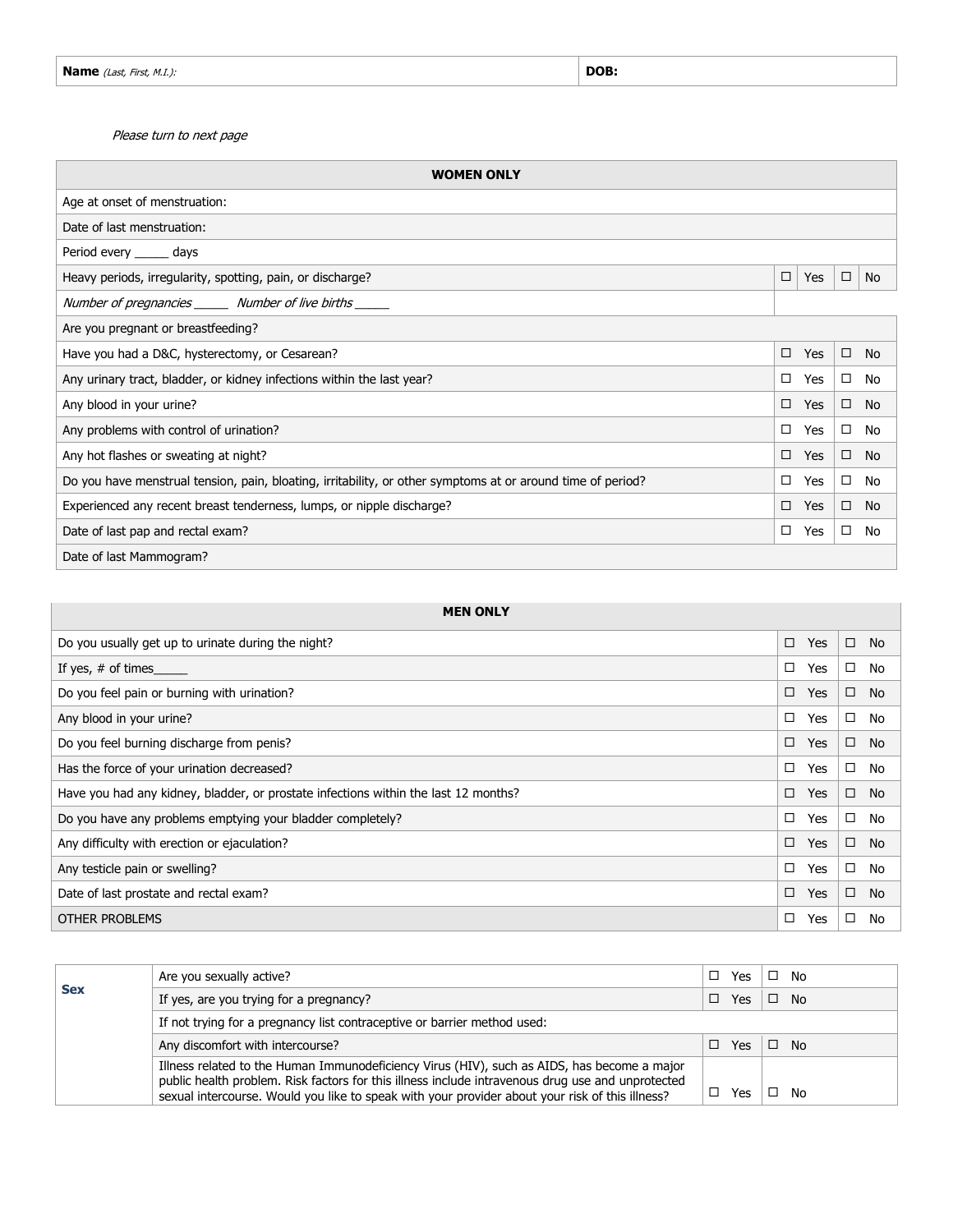| **Name** *(Last, First, M.I.):* | **DOB:** |
| --- | --- |

*Please turn to next page*

| **WOMEN ONLY** | | |
| --- | --- | --- |
| Age at onset of menstruation: | | |
| Date of last menstruation: | | |
| Period every _____ days | | |
| Heavy periods, irregularity, spotting, pain, or discharge? | ☐ Yes | ☐ No |
| *Number of pregnancies _____ Number of live births _____* | | |
| Are you pregnant or breastfeeding? | | |
| Have you had a D&C, hysterectomy, or Cesarean? | ☐ Yes | ☐ No |
| Any urinary tract, bladder, or kidney infections within the last year? | ☐ Yes | ☐ No |
| Any blood in your urine? | ☐ Yes | ☐ No |
| Any problems with control of urination? | ☐ Yes | ☐ No |
| Any hot flashes or sweating at night? | ☐ Yes | ☐ No |
| Do you have menstrual tension, pain, bloating, irritability, or other symptoms at or around time of period? | ☐ Yes | ☐ No |
| Experienced any recent breast tenderness, lumps, or nipple discharge? | ☐ Yes | ☐ No |
| Date of last pap and rectal exam? | ☐ Yes | ☐ No |
| Date of last Mammogram? | | |

| **MEN ONLY** | | |
| --- | --- | --- |
| Do you usually get up to urinate during the night? | ☐ Yes | ☐ No |
| If yes, # of times_____ | ☐ Yes | ☐ No |
| Do you feel pain or burning with urination? | ☐ Yes | ☐ No |
| Any blood in your urine? | ☐ Yes | ☐ No |
| Do you feel burning discharge from penis? | ☐ Yes | ☐ No |
| Has the force of your urination decreased? | ☐ Yes | ☐ No |
| Have you had any kidney, bladder, or prostate infections within the last 12 months? | ☐ Yes | ☐ No |
| Do you have any problems emptying your bladder completely? | ☐ Yes | ☐ No |
| Any difficulty with erection or ejaculation? | ☐ Yes | ☐ No |
| Any testicle pain or swelling? | ☐ Yes | ☐ No |
| Date of last prostate and rectal exam? | ☐ Yes | ☐ No |
| OTHER PROBLEMS | ☐ Yes | ☐ No |

| **Sex** | | | |
| --- | --- | --- | --- |
| | Are you sexually active? | ☐ Yes | ☐ No |
| | If yes, are you trying for a pregnancy? | ☐ Yes | ☐ No |
| | If not trying for a pregnancy list contraceptive or barrier method used: | | |
| | Any discomfort with intercourse? | ☐ Yes | ☐ No |
| | Illness related to the Human Immunodeficiency Virus (HIV), such as AIDS, has become a major public health problem. Risk factors for this illness include intravenous drug use and unprotected sexual intercourse. Would you like to speak with your provider about your risk of this illness? | ☐ Yes | ☐ No |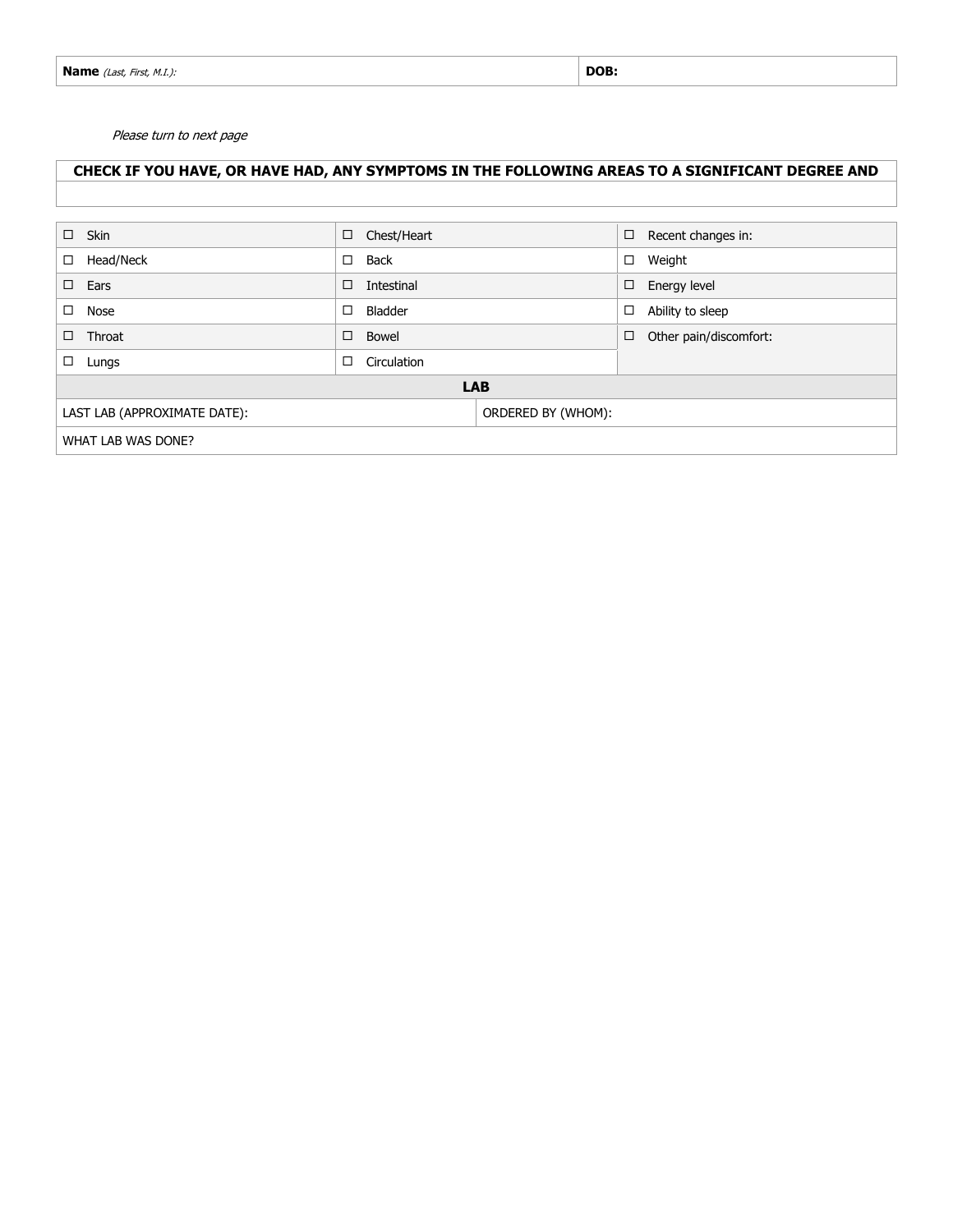| **Name** *(Last, First, M.I.)*: | **DOB:** |
|---|---|

*Please turn to next page*

| **CHECK IF YOU HAVE, OR HAVE HAD, ANY SYMPTOMS IN THE FOLLOWING AREAS TO A SIGNIFICANT DEGREE AND** |
|---|
| |

| | | |
|---|---|---|
| ☐ Skin | ☐ Chest/Heart | ☐ Recent changes in: |
| ☐ Head/Neck | ☐ Back | ☐ Weight |
| ☐ Ears | ☐ Intestinal | ☐ Energy level |
| ☐ Nose | ☐ Bladder | ☐ Ability to sleep |
| ☐ Throat | ☐ Bowel | ☐ Other pain/discomfort: |
| ☐ Lungs | ☐ Circulation | |

| **LAB** | |
|---|---|
| LAST LAB (APPROXIMATE DATE): | ORDERED BY (WHOM): |
| WHAT LAB WAS DONE? | |